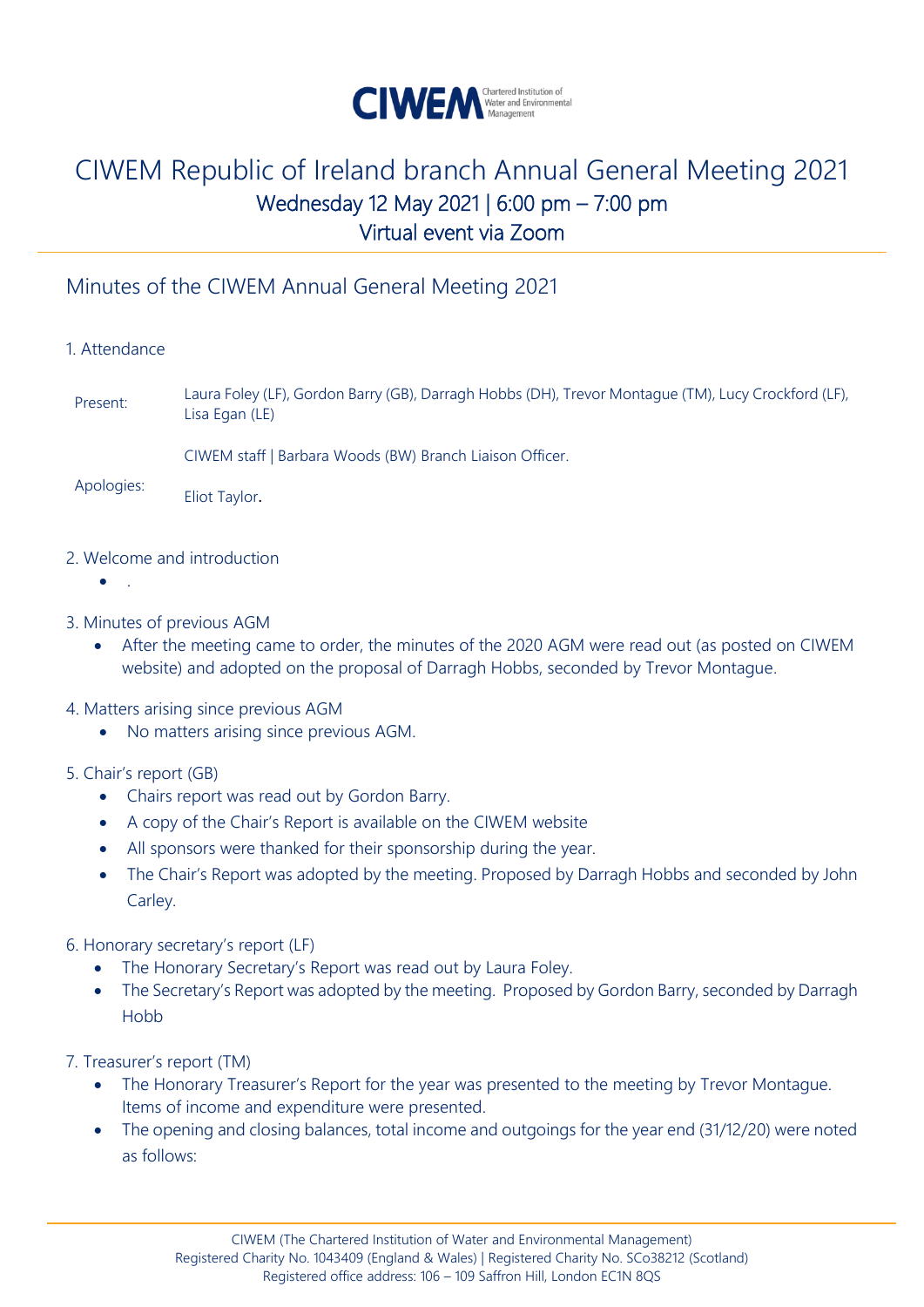CIWEM Chartered Institution of Water and Environmental Management

# CIWEM Republic of Ireland branch Annual General Meeting 2021

Wednesday 12 May 2021 | 6:00 pm – 7:00 pm

Virtual event via Zoom

## Minutes of the CIWEM Annual General Meeting 2021

### 1. Attendance

| | |
|---|---|
| Present: | Laura Foley (LF), Gordon Barry (GB), Darragh Hobbs (DH), Trevor Montague (TM), Lucy Crockford (LF), Lisa Egan (LE) |
| | CIWEM staff \| Barbara Woods (BW) Branch Liaison Officer. |
| Apologies: | Eliot Taylor. |

### 2. Welcome and introduction

- .

### 3. Minutes of previous AGM

- After the meeting came to order, the minutes of the 2020 AGM were read out (as posted on CIWEM website) and adopted on the proposal of Darragh Hobbs, seconded by Trevor Montague.

### 4. Matters arising since previous AGM

- No matters arising since previous AGM.

### 5. Chair's report (GB)

- Chairs report was read out by Gordon Barry.
- A copy of the Chair's Report is available on the CIWEM website
- All sponsors were thanked for their sponsorship during the year.
- The Chair's Report was adopted by the meeting. Proposed by Darragh Hobbs and seconded by John Carley.

### 6. Honorary secretary's report (LF)

- The Honorary Secretary's Report was read out by Laura Foley.
- The Secretary's Report was adopted by the meeting. Proposed by Gordon Barry, seconded by Darragh Hobb

### 7. Treasurer's report (TM)

- The Honorary Treasurer's Report for the year was presented to the meeting by Trevor Montague. Items of income and expenditure were presented.
- The opening and closing balances, total income and outgoings for the year end (31/12/20) were noted as follows:

CIWEM (The Chartered Institution of Water and Environmental Management)
Registered Charity No. 1043409 (England & Wales) | Registered Charity No. SCo38212 (Scotland)
Registered office address: 106 – 109 Saffron Hill, London EC1N 8QS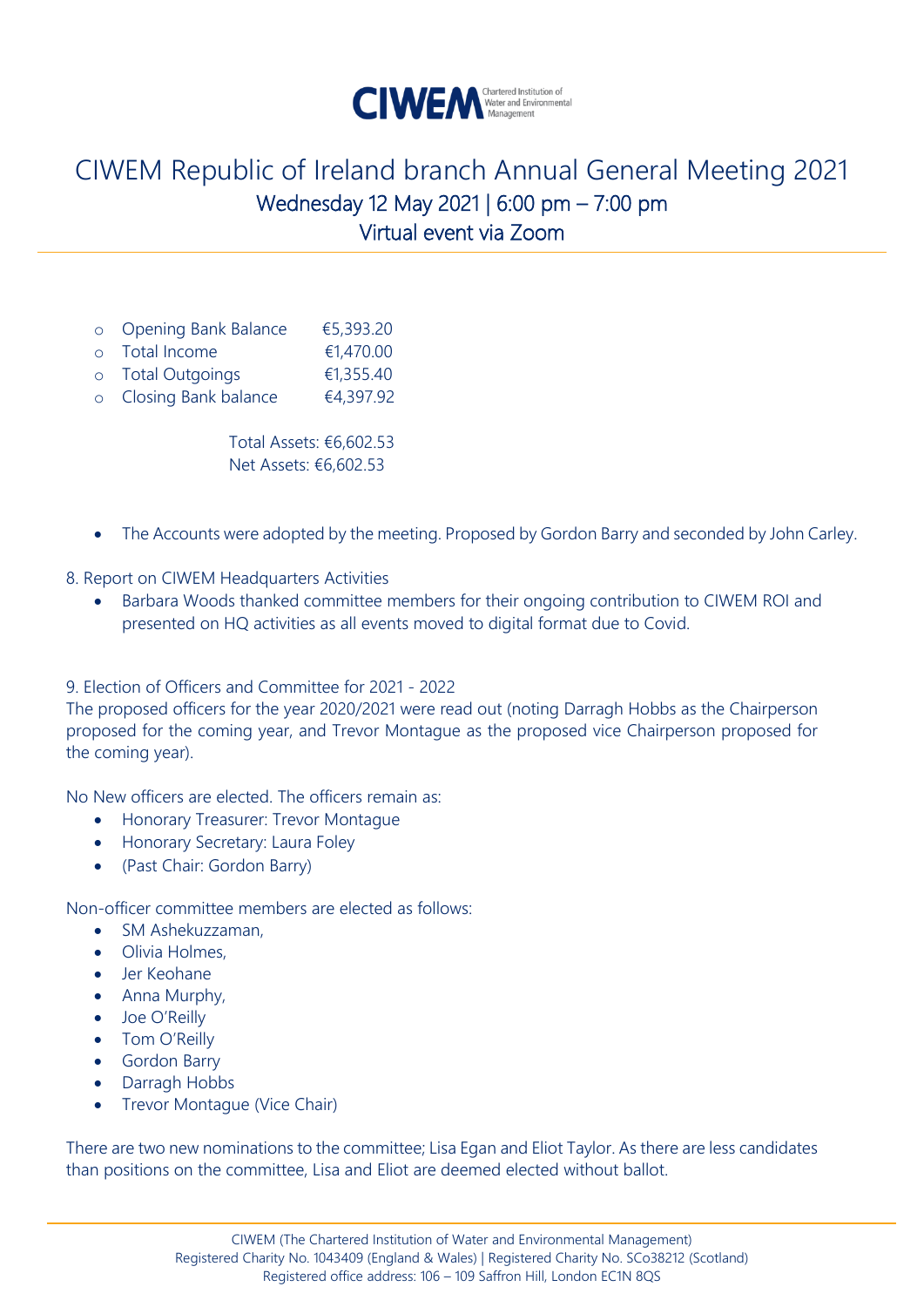# CIWEM Republic of Ireland branch Annual General Meeting 2021

## Wednesday 12 May 2021 | 6:00 pm – 7:00 pm

## Virtual event via Zoom

- Opening Bank Balance €5,393.20
- Total Income €1,470.00
- Total Outgoings €1,355.40
- Closing Bank balance €4,397.92

Total Assets: €6,602.53
Net Assets: €6,602.53

- The Accounts were adopted by the meeting. Proposed by Gordon Barry and seconded by John Carley.

8. Report on CIWEM Headquarters Activities

- Barbara Woods thanked committee members for their ongoing contribution to CIWEM ROI and presented on HQ activities as all events moved to digital format due to Covid.

9. Election of Officers and Committee for 2021 - 2022

The proposed officers for the year 2020/2021 were read out (noting Darragh Hobbs as the Chairperson proposed for the coming year, and Trevor Montague as the proposed vice Chairperson proposed for the coming year).

No New officers are elected. The officers remain as:

- Honorary Treasurer: Trevor Montague
- Honorary Secretary: Laura Foley
- (Past Chair: Gordon Barry)

Non-officer committee members are elected as follows:

- SM Ashekuzzaman,
- Olivia Holmes,
- Jer Keohane
- Anna Murphy,
- Joe O'Reilly
- Tom O'Reilly
- Gordon Barry
- Darragh Hobbs
- Trevor Montague (Vice Chair)

There are two new nominations to the committee; Lisa Egan and Eliot Taylor. As there are less candidates than positions on the committee, Lisa and Eliot are deemed elected without ballot.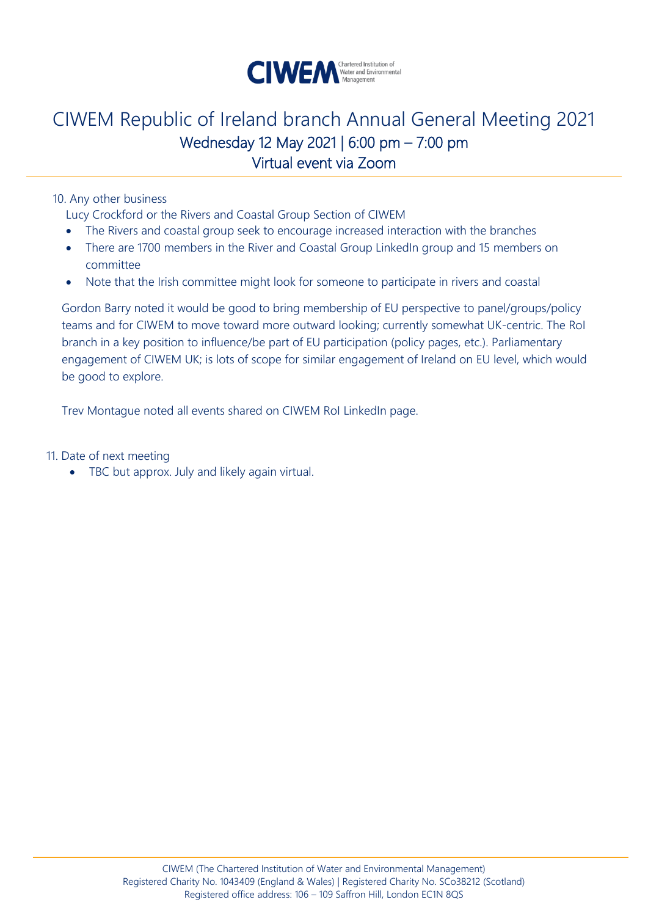# CIWEM Republic of Ireland branch Annual General Meeting 2021

## Wednesday 12 May 2021 | 6:00 pm – 7:00 pm

## Virtual event via Zoom

10. Any other business

    Lucy Crockford or the Rivers and Coastal Group Section of CIWEM

    - The Rivers and coastal group seek to encourage increased interaction with the branches
    - There are 1700 members in the River and Coastal Group LinkedIn group and 15 members on committee
    - Note that the Irish committee might look for someone to participate in rivers and coastal

    Gordon Barry noted it would be good to bring membership of EU perspective to panel/groups/policy teams and for CIWEM to move toward more outward looking; currently somewhat UK-centric. The RoI branch in a key position to influence/be part of EU participation (policy pages, etc.). Parliamentary engagement of CIWEM UK; is lots of scope for similar engagement of Ireland on EU level, which would be good to explore.

    Trev Montague noted all events shared on CIWEM RoI LinkedIn page.

11. Date of next meeting

    - TBC but approx. July and likely again virtual.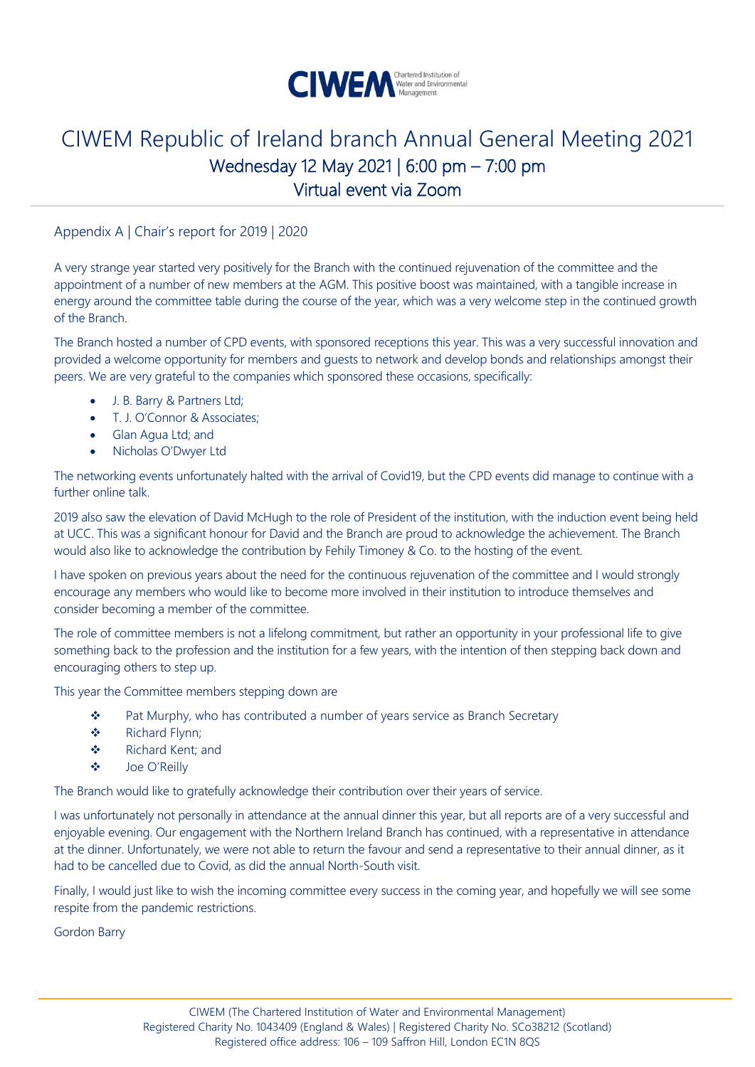# CIWEM Republic of Ireland branch Annual General Meeting 2021

## Wednesday 12 May 2021 | 6:00 pm – 7:00 pm

## Virtual event via Zoom

### Appendix A | Chair's report for 2019 | 2020

A very strange year started very positively for the Branch with the continued rejuvenation of the committee and the appointment of a number of new members at the AGM. This positive boost was maintained, with a tangible increase in energy around the committee table during the course of the year, which was a very welcome step in the continued growth of the Branch.

The Branch hosted a number of CPD events, with sponsored receptions this year. This was a very successful innovation and provided a welcome opportunity for members and guests to network and develop bonds and relationships amongst their peers. We are very grateful to the companies which sponsored these occasions, specifically:

- J. B. Barry & Partners Ltd;
- T. J. O'Connor & Associates;
- Glan Agua Ltd; and
- Nicholas O'Dwyer Ltd

The networking events unfortunately halted with the arrival of Covid19, but the CPD events did manage to continue with a further online talk.

2019 also saw the elevation of David McHugh to the role of President of the institution, with the induction event being held at UCC. This was a significant honour for David and the Branch are proud to acknowledge the achievement. The Branch would also like to acknowledge the contribution by Fehily Timoney & Co. to the hosting of the event.

I have spoken on previous years about the need for the continuous rejuvenation of the committee and I would strongly encourage any members who would like to become more involved in their institution to introduce themselves and consider becoming a member of the committee.

The role of committee members is not a lifelong commitment, but rather an opportunity in your professional life to give something back to the profession and the institution for a few years, with the intention of then stepping back down and encouraging others to step up.

This year the Committee members stepping down are

- Pat Murphy, who has contributed a number of years service as Branch Secretary
- Richard Flynn;
- Richard Kent; and
- Joe O'Reilly

The Branch would like to gratefully acknowledge their contribution over their years of service.

I was unfortunately not personally in attendance at the annual dinner this year, but all reports are of a very successful and enjoyable evening. Our engagement with the Northern Ireland Branch has continued, with a representative in attendance at the dinner. Unfortunately, we were not able to return the favour and send a representative to their annual dinner, as it had to be cancelled due to Covid, as did the annual North-South visit.

Finally, I would just like to wish the incoming committee every success in the coming year, and hopefully we will see some respite from the pandemic restrictions.

Gordon Barry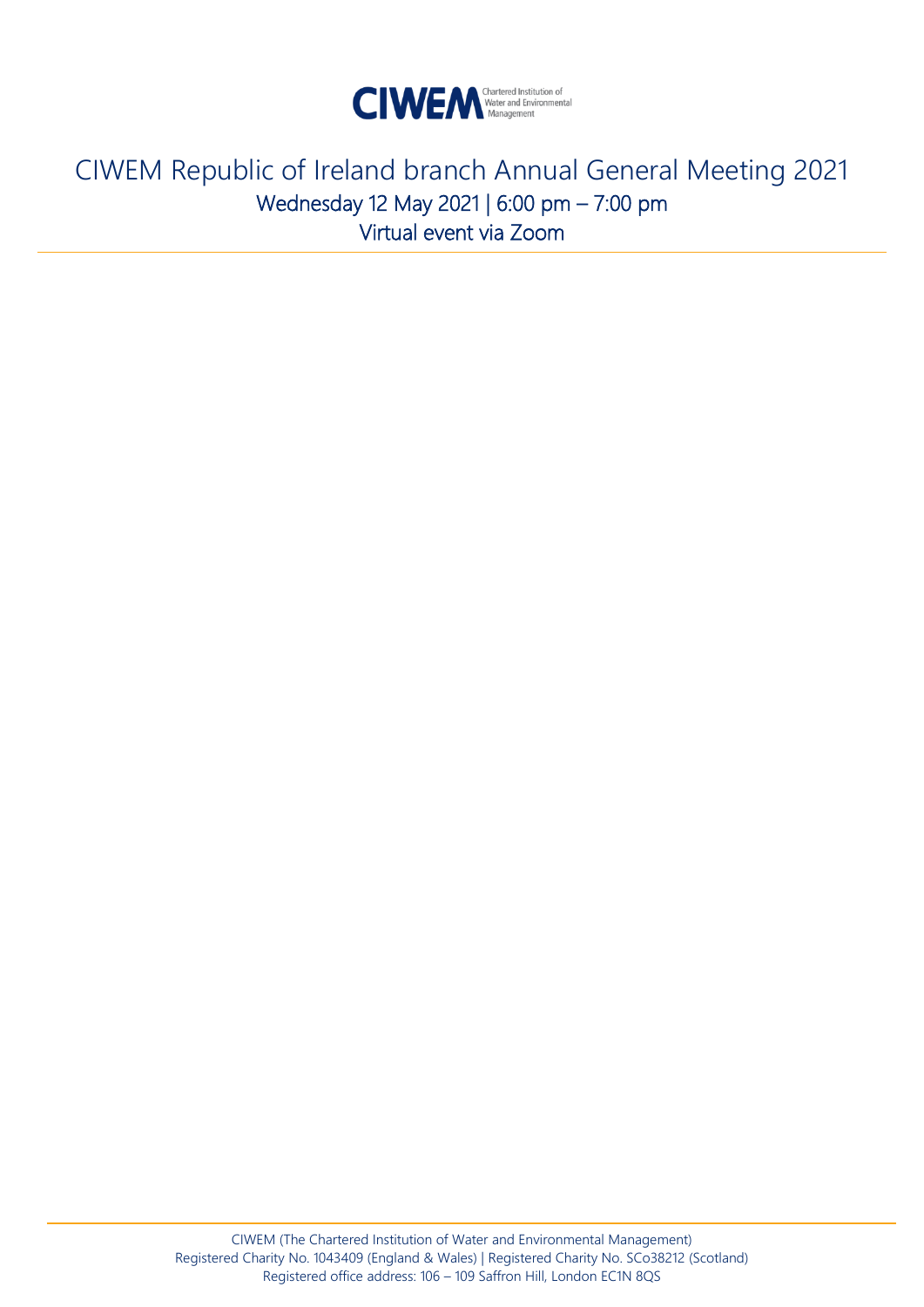# CIWEM Republic of Ireland branch Annual General Meeting 2021

Wednesday 12 May 2021 | 6:00 pm – 7:00 pm

Virtual event via Zoom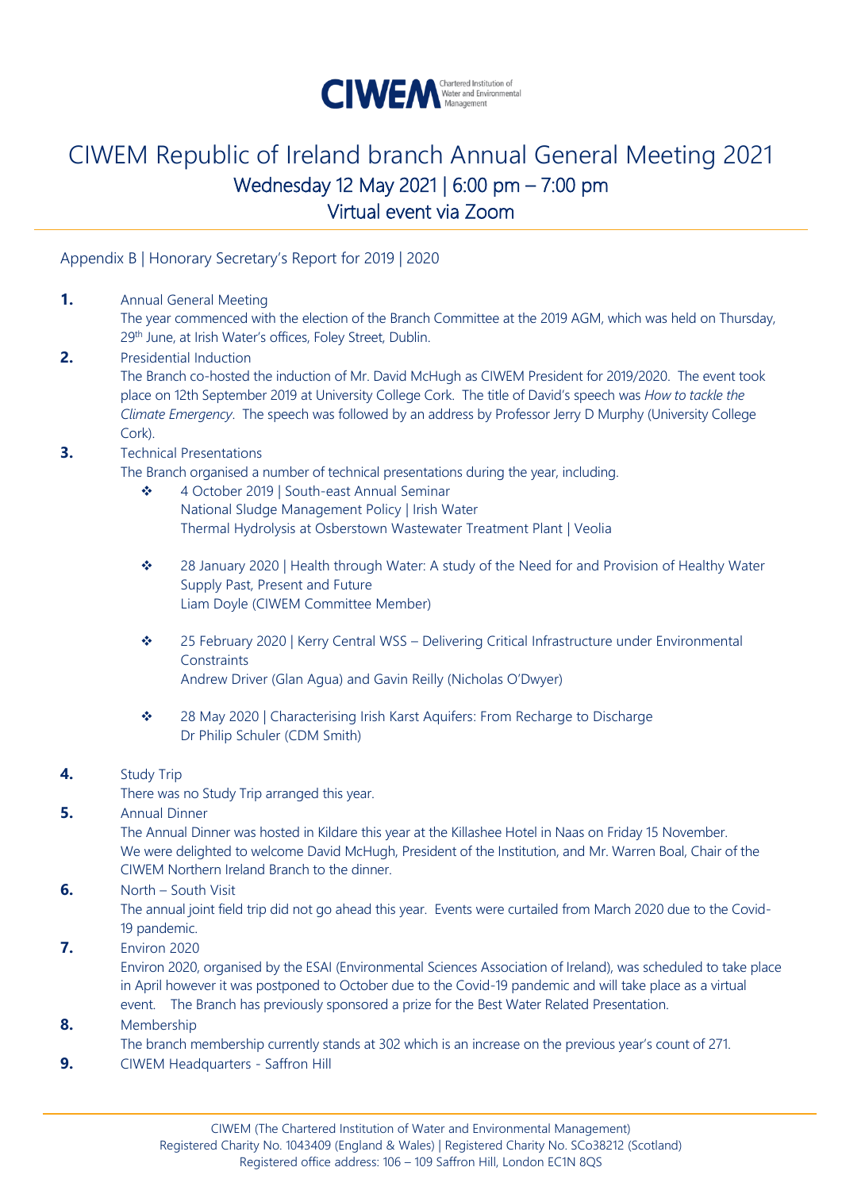CIWEM Chartered Institution of Water and Environmental Management

# CIWEM Republic of Ireland branch Annual General Meeting 2021

## Wednesday 12 May 2021 | 6:00 pm – 7:00 pm

## Virtual event via Zoom

### Appendix B | Honorary Secretary's Report for 2019 | 2020

**1.** Annual General Meeting
The year commenced with the election of the Branch Committee at the 2019 AGM, which was held on Thursday, 29th June, at Irish Water's offices, Foley Street, Dublin.

**2.** Presidential Induction
The Branch co-hosted the induction of Mr. David McHugh as CIWEM President for 2019/2020. The event took place on 12th September 2019 at University College Cork. The title of David's speech was *How to tackle the Climate Emergency*. The speech was followed by an address by Professor Jerry D Murphy (University College Cork).

**3.** Technical Presentations
The Branch organised a number of technical presentations during the year, including.

- 4 October 2019 | South-east Annual Seminar
  National Sludge Management Policy | Irish Water
  Thermal Hydrolysis at Osberstown Wastewater Treatment Plant | Veolia
- 28 January 2020 | Health through Water: A study of the Need for and Provision of Healthy Water Supply Past, Present and Future
  Liam Doyle (CIWEM Committee Member)
- 25 February 2020 | Kerry Central WSS – Delivering Critical Infrastructure under Environmental Constraints
  Andrew Driver (Glan Agua) and Gavin Reilly (Nicholas O'Dwyer)
- 28 May 2020 | Characterising Irish Karst Aquifers: From Recharge to Discharge
  Dr Philip Schuler (CDM Smith)

**4.** Study Trip
There was no Study Trip arranged this year.

**5.** Annual Dinner
The Annual Dinner was hosted in Kildare this year at the Killashee Hotel in Naas on Friday 15 November. We were delighted to welcome David McHugh, President of the Institution, and Mr. Warren Boal, Chair of the CIWEM Northern Ireland Branch to the dinner.

**6.** North – South Visit
The annual joint field trip did not go ahead this year. Events were curtailed from March 2020 due to the Covid-19 pandemic.

**7.** Environ 2020
Environ 2020, organised by the ESAI (Environmental Sciences Association of Ireland), was scheduled to take place in April however it was postponed to October due to the Covid-19 pandemic and will take place as a virtual event. The Branch has previously sponsored a prize for the Best Water Related Presentation.

**8.** Membership
The branch membership currently stands at 302 which is an increase on the previous year's count of 271.

**9.** CIWEM Headquarters - Saffron Hill

CIWEM (The Chartered Institution of Water and Environmental Management)
Registered Charity No. 1043409 (England & Wales) | Registered Charity No. SCo38212 (Scotland)
Registered office address: 106 – 109 Saffron Hill, London EC1N 8QS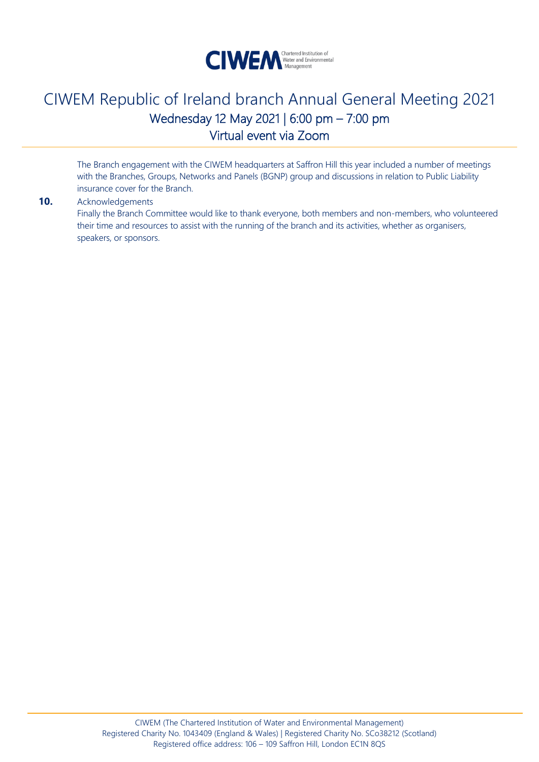The Branch engagement with the CIWEM headquarters at Saffron Hill this year included a number of meetings with the Branches, Groups, Networks and Panels (BGNP) group and discussions in relation to Public Liability insurance cover for the Branch.

**10.** Acknowledgements

Finally the Branch Committee would like to thank everyone, both members and non-members, who volunteered their time and resources to assist with the running of the branch and its activities, whether as organisers, speakers, or sponsors.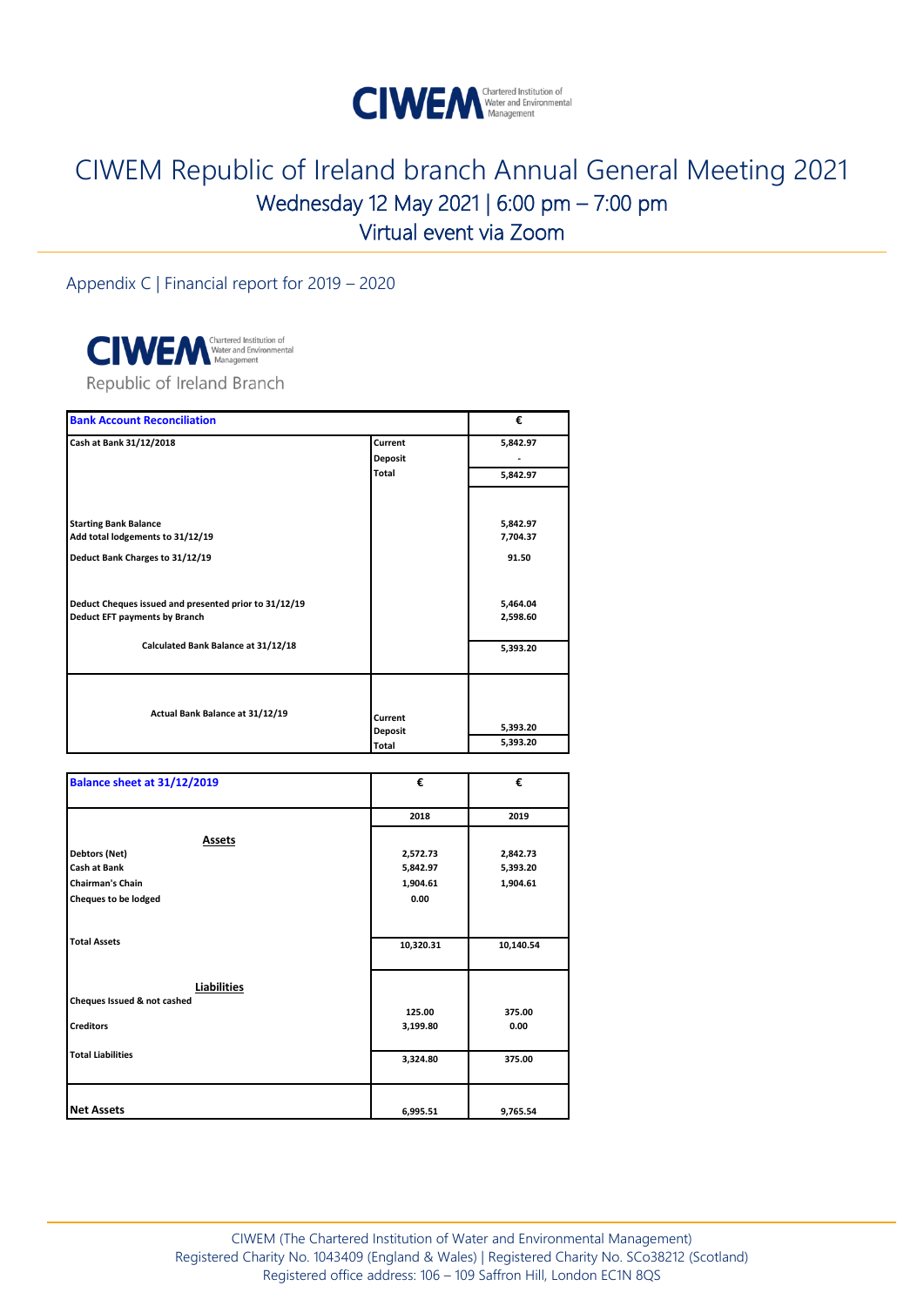# CIWEM Republic of Ireland branch Annual General Meeting 2021

## Wednesday 12 May 2021 | 6:00 pm – 7:00 pm

## Virtual event via Zoom

### Appendix C | Financial report for 2019 – 2020

CIWEM Chartered Institution of Water and Environmental Management

Republic of Ireland Branch

| Bank Account Reconciliation | | € |
|---|---|---|
| Cash at Bank 31/12/2018 | Current | 5,842.97 |
| | Deposit | - |
| | Total | 5,842.97 |
| Starting Bank Balance | | 5,842.97 |
| Add total lodgements to 31/12/19 | | 7,704.37 |
| Deduct Bank Charges to 31/12/19 | | 91.50 |
| Deduct Cheques issued and presented prior to 31/12/19 | | 5,464.04 |
| Deduct EFT payments by Branch | | 2,598.60 |
| Calculated Bank Balance at 31/12/18 | | 5,393.20 |
| Actual Bank Balance at 31/12/19 | Current | |
| | Deposit | 5,393.20 |
| | Total | 5,393.20 |

| Balance sheet at 31/12/2019 | € | € |
|---|---|---|
| | 2018 | 2019 |
| **Assets** | | |
| Debtors (Net) | 2,572.73 | 2,842.73 |
| Cash at Bank | 5,842.97 | 5,393.20 |
| Chairman's Chain | 1,904.61 | 1,904.61 |
| Cheques to be lodged | 0.00 | |
| Total Assets | 10,320.31 | 10,140.54 |
| **Liabilities** | | |
| Cheques Issued & not cashed | 125.00 | 375.00 |
| Creditors | 3,199.80 | 0.00 |
| Total Liabilities | 3,324.80 | 375.00 |
| **Net Assets** | 6,995.51 | 9,765.54 |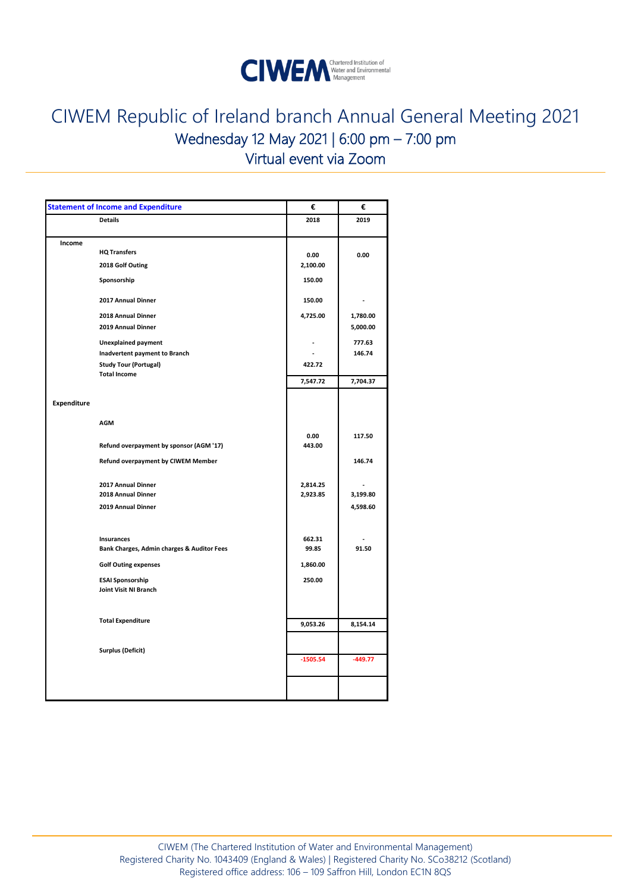# CIWEM Republic of Ireland branch Annual General Meeting 2021

## Wednesday 12 May 2021 | 6:00 pm – 7:00 pm

## Virtual event via Zoom

| Statement of Income and Expenditure | | € | € |
|---|---|---|---|
| | **Details** | **2018** | **2019** |
| **Income** | | | |
| | HQ Transfers | 0.00 | 0.00 |
| | 2018 Golf Outing | 2,100.00 | |
| | Sponsorship | 150.00 | |
| | 2017 Annual Dinner | 150.00 | - |
| | 2018 Annual Dinner | 4,725.00 | 1,780.00 |
| | 2019 Annual Dinner | | 5,000.00 |
| | Unexplained payment | - | 777.63 |
| | Inadvertent payment to Branch | - | 146.74 |
| | Study Tour (Portugal) | 422.72 | |
| | Total Income | 7,547.72 | 7,704.37 |
| **Expenditure** | | | |
| | AGM | 0.00 | 117.50 |
| | Refund overpayment by sponsor (AGM '17) | 443.00 | |
| | Refund overpayment by CIWEM Member | | 146.74 |
| | 2017 Annual Dinner | 2,814.25 | - |
| | 2018 Annual Dinner | 2,923.85 | 3,199.80 |
| | 2019 Annual Dinner | | 4,598.60 |
| | Insurances | 662.31 | - |
| | Bank Charges, Admin charges & Auditor Fees | 99.85 | 91.50 |
| | Golf Outing expenses | 1,860.00 | |
| | ESAI Sponsorship | 250.00 | |
| | Joint Visit NI Branch | | |
| | Total Expenditure | 9,053.26 | 8,154.14 |
| | Surplus (Deficit) | -1505.54 | -449.77 |

CIWEM (The Chartered Institution of Water and Environmental Management)
Registered Charity No. 1043409 (England & Wales) | Registered Charity No. SCo38212 (Scotland)
Registered office address: 106 – 109 Saffron Hill, London EC1N 8QS